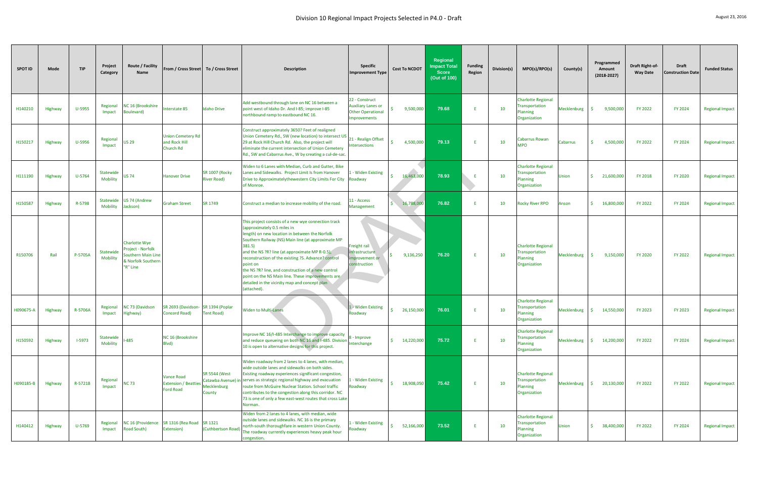# Division 10 Regional Impact Projects Selected in P4.0 - Draft

August 23, 2016

| SPOT ID | Mode | TIP | Project Category | Route / Facility Name | From / Cross Street | To / Cross Street | Description | Specific Improvement Type | Cost To NCDOT | Regional Impact Total Score (Out of 100) | Funding Region | Division(s) | MPO(s)/RPO(s) | County(s) | Programmed Amount (2018-2027) | Draft Right-of-Way Date | Draft Construction Date | Funded Status |
|---|---|---|---|---|---|---|---|---|---|---|---|---|---|---|---|---|---|---|
| H140210 | Highway | U-5955 | Regional Impact | NC 16 (Brookshire Boulevard) | Interstate 85 | Idaho Drive | Add westbound through lane on NC 16 between a point west of Idaho Dr. and I-85; improve I-85 northbound ramp to eastbound NC 16. | 22 - Construct Auxiliary Lanes or Other Operational Improvements | $ 9,500,000 | 79.68 | E | 10 | Charlotte Regional Transportation Planning Organization | Mecklenburg | $ 9,500,000 | FY 2022 | FY 2024 | Regional Impact |
| H150217 | Highway | U-5956 | Regional Impact | US 29 | Union Cemetery Rd and Rock Hill Church Rd | | Construct approximately 3650? Feet of realigned Union Cemetery Rd., SW (new location) to intersect US 29 at Rock Hill Church Rd. Also, the project will eliminate the current intersection of Union Cemetery Rd., SW and Cabarrus Ave., W by creating a cul-de-sac. | 21 - Realign Offset Intersections | $ 4,500,000 | 79.13 | E | 10 | Cabarrus Rowan MPO | Cabarrus | $ 4,500,000 | FY 2022 | FY 2024 | Regional Impact |
| H111190 | Highway | U-5764 | Statewide Mobility | US 74 | Hanover Drive | SR 1007 (Rocky River Road) | Widen to 6 Lanes with Median, Curb and Gutter, Bike Lanes and Sidewalks. Project Limit Is from Hanover Drive to Approximatelythewestern City Limits For City of Monroe. | 1 - Widen Existing Roadway | $ 16,463,000 | 78.93 | E | 10 | Charlotte Regional Transportation Planning Organization | Union | $ 21,600,000 | FY 2018 | FY 2020 | Regional Impact |
| H150587 | Highway | R-5798 | Statewide Mobility | US 74 (Andrew Jackson) | Graham Street | SR 1749 | Construct a median to increase mobility of the road. | 11 - Access Management | $ 16,788,000 | 76.82 | E | 10 | Rocky River RPO | Anson | $ 16,800,000 | FY 2022 | FY 2024 | Regional Impact |
| R150706 | Rail | P-5705A | Statewide Mobility | Charlotte Wye Project - Norfolk Southern Main Line & Norfolk Southern "R" Line | | | This project consists of a new wye connection track (approximately 0.5 miles in length) on new location in between the Norfolk Southern Railway (NS) Main line (at approximate MP 381.5) and the NS ?R? line (at approximate MP R-0.5), reconstruction of the existing ?S. Advance? control point on the NS ?R? line, and construction of a new control point on the NS Main line. These improvements are detailed in the vicinity map and concept plan (attached). | Freight rail infrastructure improvement or construction | $ 9,136,250 | 76.20 | E | 10 | Charlotte Regional Transportation Planning Organization | Mecklenburg | $ 9,150,000 | FY 2020 | FY 2022 | Regional Impact |
| H090675-A | Highway | R-5706A | Regional Impact | NC 73 (Davidson Highway) | SR 2693 (Davidson-Concord Road) | SR 1394 (Poplar Tent Road) | Widen to Multi-Lanes | 1 - Widen Existing Roadway | $ 26,150,000 | 76.01 | E | 10 | Charlotte Regional Transportation Planning Organization | Mecklenburg | $ 14,550,000 | FY 2023 | FY 2023 | Regional Impact |
| H150592 | Highway | I-5973 | Statewide Mobility | I-485 | NC 16 (Brookshire Blvd) | | Improve NC 16/I-485 Interchange to improve capacity and reduce queueing on both NC 16 and I-485. Division 10 is open to alternative designs for this project. | 8 - Improve Interchange | $ 14,220,000 | 75.72 | E | 10 | Charlotte Regional Transportation Planning Organization | Mecklenburg | $ 14,200,000 | FY 2022 | FY 2024 | Regional Impact |
| H090185-B | Highway | R-5721B | Regional Impact | NC 73 | Vance Road Extension / Beatties Ford Road | SR 5544 (West Catawba Avenue) in Mecklenburg County | Widen roadway from 2 lanes to 4 lanes, with median, wide outside lanes and sidewalks on both sides. Existing roadway experiences significant congestion, serves as strategic regional highway and evacuation route from McGuire Nuclear Station. School traffic contributes to the congestion along this corridor. NC 73 is one of only a few east-west routes that cross Lake Norman. | 1 - Widen Existing Roadway | $ 18,908,050 | 75.42 | E | 10 | Charlotte Regional Transportation Planning Organization | Mecklenburg | $ 20,130,000 | FY 2022 | FY 2022 | Regional Impact |
| H140412 | Highway | U-5769 | Regional Impact | NC 16 (Providence Road South) | SR 1316 (Rea Road Extension) | SR 1321 (Cuthbertson Road) | Widen from 2 lanes to 4 lanes, with median, wide outside lanes and sidewalks. NC 16 is the primary north-south thoroughfare in western Union County. The roadway currently experiences heavy peak hour congestion. | 1 - Widen Existing Roadway | $ 52,166,000 | 73.52 | E | 10 | Charlotte Regional Transportation Planning Organization | Union | $ 38,400,000 | FY 2022 | FY 2024 | Regional Impact |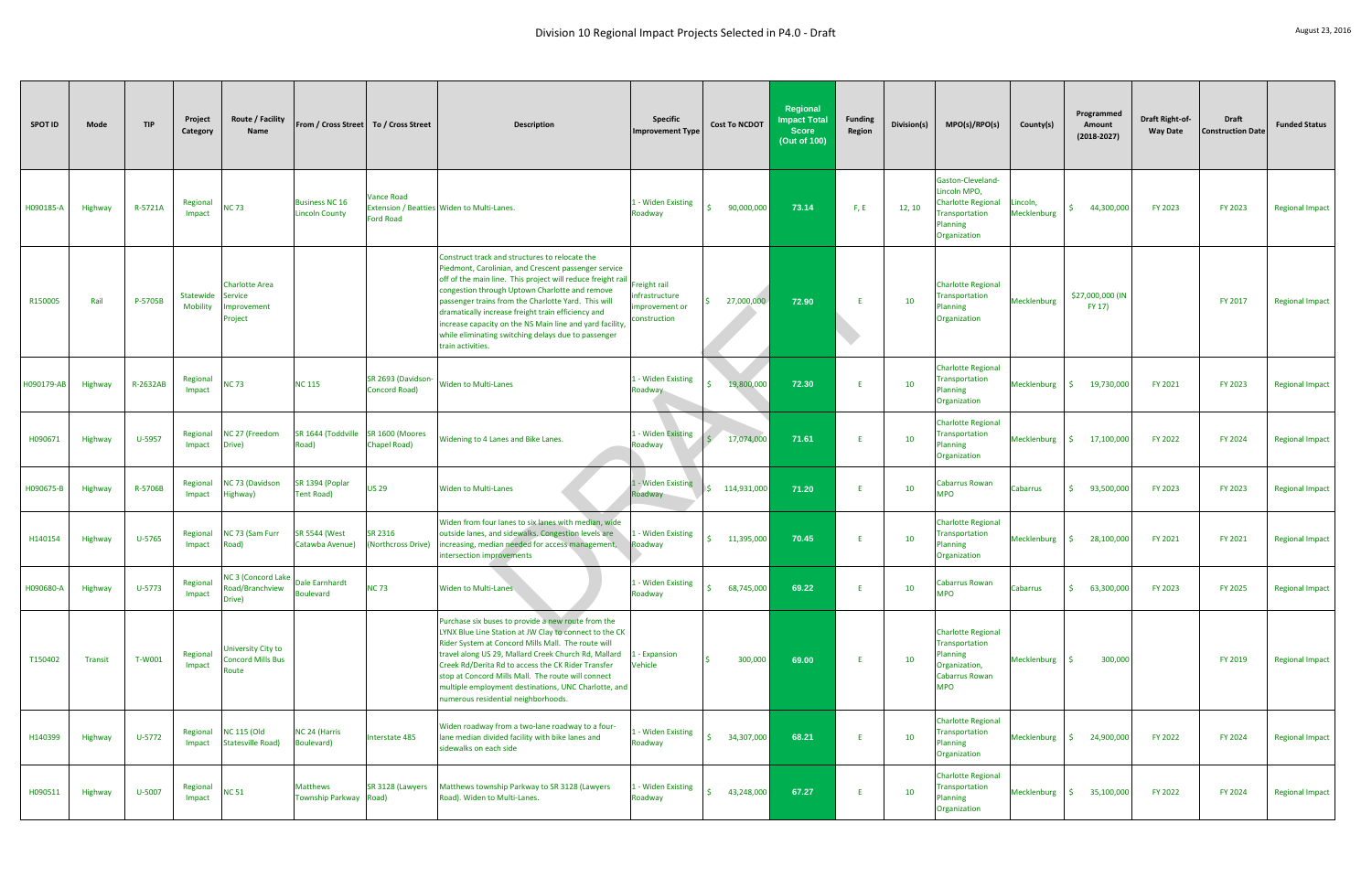# Division 10 Regional Impact Projects Selected in P4.0 - Draft

| SPOT ID | Mode | TIP | Project Category | Route / Facility Name | From / Cross Street | To / Cross Street | Description | Specific Improvement Type | Cost To NCDOT | Regional Impact Total Score (Out of 100) | Funding Region | Division(s) | MPO(s)/RPO(s) | County(s) | Programmed Amount (2018-2027) | Draft Right-of-Way Date | Draft Construction Date | Funded Status |
|---|---|---|---|---|---|---|---|---|---|---|---|---|---|---|---|---|---|---|
| H090185-A | Highway | R-5721A | Regional Impact | NC 73 | Business NC 16 Lincoln County | Vance Road Extension / Beatties Ford Road | Widen to Multi-Lanes. | 1 - Widen Existing Roadway | $ 90,000,000 | 73.14 | F, E | 12, 10 | Gaston-Cleveland-Lincoln MPO, Charlotte Regional Transportation Planning Organization | Lincoln, Mecklenburg | $ 44,300,000 | FY 2023 | FY 2023 | Regional Impact |
| R150005 | Rail | P-5705B | Statewide Mobility | Charlotte Area Service Improvement Project | | | Construct track and structures to relocate the Piedmont, Carolinian, and Crescent passenger service off of the main line. This project will reduce freight rail congestion through Uptown Charlotte and remove passenger trains from the Charlotte Yard. This will dramatically increase freight train efficiency and increase capacity on the NS Main line and yard facility, while eliminating switching delays due to passenger train activities. | Freight rail infrastructure improvement or construction | $ 27,000,000 | 72.90 | E | 10 | Charlotte Regional Transportation Planning Organization | Mecklenburg | $27,000,000 (IN FY 17) | | FY 2017 | Regional Impact |
| H090179-AB | Highway | R-2632AB | Regional Impact | NC 73 | NC 115 | SR 2693 (Davidson-Concord Road) | Widen to Multi-Lanes | 1 - Widen Existing Roadway | $ 19,800,000 | 72.30 | E | 10 | Charlotte Regional Transportation Planning Organization | Mecklenburg | $ 19,730,000 | FY 2021 | FY 2023 | Regional Impact |
| H090671 | Highway | U-5957 | Regional Impact | NC 27 (Freedom Drive) | SR 1644 (Toddville Road) | SR 1600 (Moores Chapel Road) | Widening to 4 Lanes and Bike Lanes. | 1 - Widen Existing Roadway | $ 17,074,000 | 71.61 | E | 10 | Charlotte Regional Transportation Planning Organization | Mecklenburg | $ 17,100,000 | FY 2022 | FY 2024 | Regional Impact |
| H090675-B | Highway | R-5706B | Regional Impact | NC 73 (Davidson Highway) | SR 1394 (Poplar Tent Road) | US 29 | Widen to Multi-Lanes | 1 - Widen Existing Roadway | $ 114,931,000 | 71.20 | E | 10 | Cabarrus Rowan MPO | Cabarrus | $ 93,500,000 | FY 2023 | FY 2023 | Regional Impact |
| H140154 | Highway | U-5765 | Regional Impact | NC 73 (Sam Furr Road) | SR 5544 (West Catawba Avenue) | SR 2316 (Northcross Drive) | Widen from four lanes to six lanes with median, wide outside lanes, and sidewalks. Congestion levels are increasing, median needed for access management, intersection improvements | 1 - Widen Existing Roadway | $ 11,395,000 | 70.45 | E | 10 | Charlotte Regional Transportation Planning Organization | Mecklenburg | $ 28,100,000 | FY 2021 | FY 2021 | Regional Impact |
| H090680-A | Highway | U-5773 | Regional Impact | NC 3 (Concord Lake Road/Branchview Drive) | Dale Earnhardt Boulevard | NC 73 | Widen to Multi-Lanes | 1 - Widen Existing Roadway | $ 68,745,000 | 69.22 | E | 10 | Cabarrus Rowan MPO | Cabarrus | $ 63,300,000 | FY 2023 | FY 2025 | Regional Impact |
| T150402 | Transit | T-W001 | Regional Impact | University City to Concord Mills Bus Route | | | Purchase six buses to provide a new route from the LYNX Blue Line Station at JW Clay to connect to the CK Rider System at Concord Mills Mall. The route will travel along US 29, Mallard Creek Church Rd, Mallard Creek Rd/Derita Rd to access the CK Rider Transfer stop at Concord Mills Mall. The route will connect multiple employment destinations, UNC Charlotte, and numerous residential neighborhoods. | 1 - Expansion Vehicle | $ 300,000 | 69.00 | E | 10 | Charlotte Regional Transportation Planning Organization, Cabarrus Rowan MPO | Mecklenburg | $ 300,000 | | FY 2019 | Regional Impact |
| H140399 | Highway | U-5772 | Regional Impact | NC 115 (Old Statesville Road) | NC 24 (Harris Boulevard) | Interstate 485 | Widen roadway from a two-lane roadway to a four-lane median divided facility with bike lanes and sidewalks on each side | 1 - Widen Existing Roadway | $ 34,307,000 | 68.21 | E | 10 | Charlotte Regional Transportation Planning Organization | Mecklenburg | $ 24,900,000 | FY 2022 | FY 2024 | Regional Impact |
| H090511 | Highway | U-5007 | Regional Impact | NC 51 | Matthews Township Parkway | SR 3128 (Lawyers Road) | Matthews township Parkway to SR 3128 (Lawyers Road). Widen to Multi-Lanes. | 1 - Widen Existing Roadway | $ 43,248,000 | 67.27 | E | 10 | Charlotte Regional Transportation Planning Organization | Mecklenburg | $ 35,100,000 | FY 2022 | FY 2024 | Regional Impact |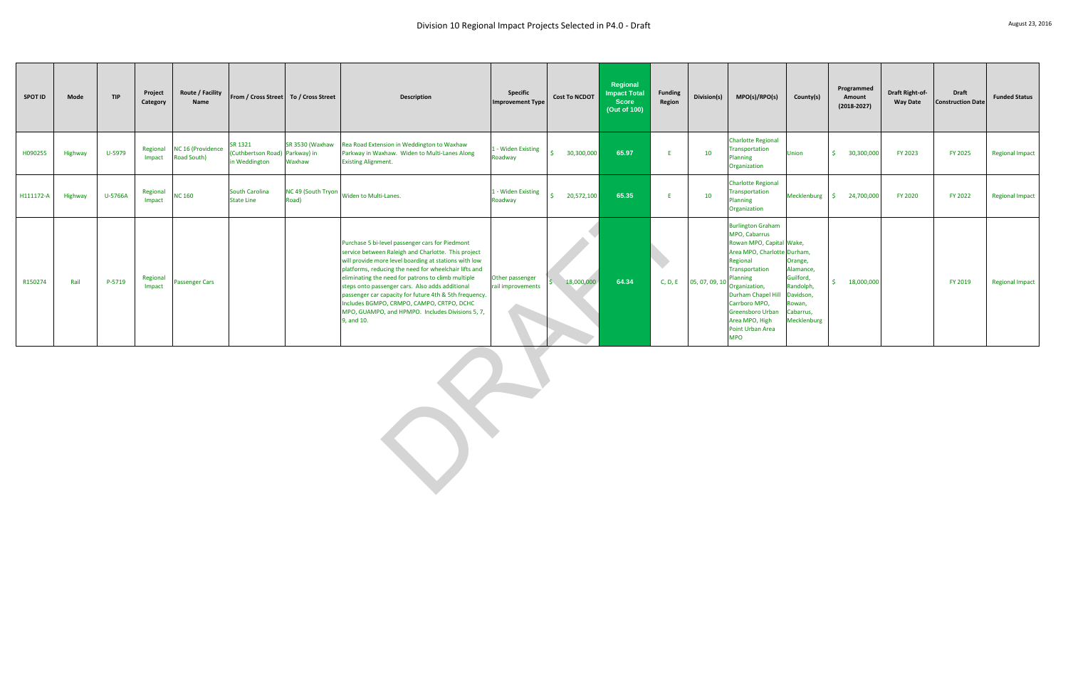# Division 10 Regional Impact Projects Selected in P4.0 - Draft

August 23, 2016

| SPOT ID | Mode | TIP | Project Category | Route / Facility Name | From / Cross Street | To / Cross Street | Description | Specific Improvement Type | Cost To NCDOT | Regional Impact Total Score (Out of 100) | Funding Region | Division(s) | MPO(s)/RPO(s) | County(s) | Programmed Amount (2018-2027) | Draft Right-of-Way Date | Draft Construction Date | Funded Status |
|---|---|---|---|---|---|---|---|---|---|---|---|---|---|---|---|---|---|---|
| H090255 | Highway | U-5979 | Regional Impact | NC 16 (Providence Road South) | SR 1321 (Cuthbertson Road) in Weddington | SR 3530 (Waxhaw Parkway) in Waxhaw | Rea Road Extension in Weddington to Waxhaw Parkway in Waxhaw. Widen to Multi-Lanes Along Existing Alignment. | 1 - Widen Existing Roadway | $ 30,300,000 | 65.97 | E | 10 | Charlotte Regional Transportation Planning Organization | Union | $ 30,300,000 | FY 2023 | FY 2025 | Regional Impact |
| H111172-A | Highway | U-5766A | Regional Impact | NC 160 | South Carolina State Line | NC 49 (South Tryon Road) | Widen to Multi-Lanes. | 1 - Widen Existing Roadway | $ 20,572,100 | 65.35 | E | 10 | Charlotte Regional Transportation Planning Organization | Mecklenburg | $ 24,700,000 | FY 2020 | FY 2022 | Regional Impact |
| R150274 | Rail | P-5719 | Regional Impact | Passenger Cars | | | Purchase 5 bi-level passenger cars for Piedmont service between Raleigh and Charlotte. This project will provide more level boarding at stations with low platforms, reducing the need for wheelchair lifts and eliminating the need for patrons to climb multiple steps onto passenger cars. Also adds additional passenger car capacity for future 4th & 5th frequency. Includes BGMPO, CRMPO, CAMPO, CRTPO, DCHC MPO, GUAMPO, and HPMPO. Includes Divisions 5, 7, 9, and 10. | Other passenger rail improvements | $ 18,000,000 | 64.34 | C, D, E | 05, 07, 09, 10 | Burlington Graham MPO, Cabarrus Rowan MPO, Capital Area MPO, Charlotte Regional Transportation Planning Organization, Durham Chapel Hill Carrboro MPO, Greensboro Urban Area MPO, High Point Urban Area MPO | Wake, Durham, Orange, Alamance, Guilford, Randolph, Davidson, Rowan, Cabarrus, Mecklenburg | $ 18,000,000 | | FY 2019 | Regional Impact |